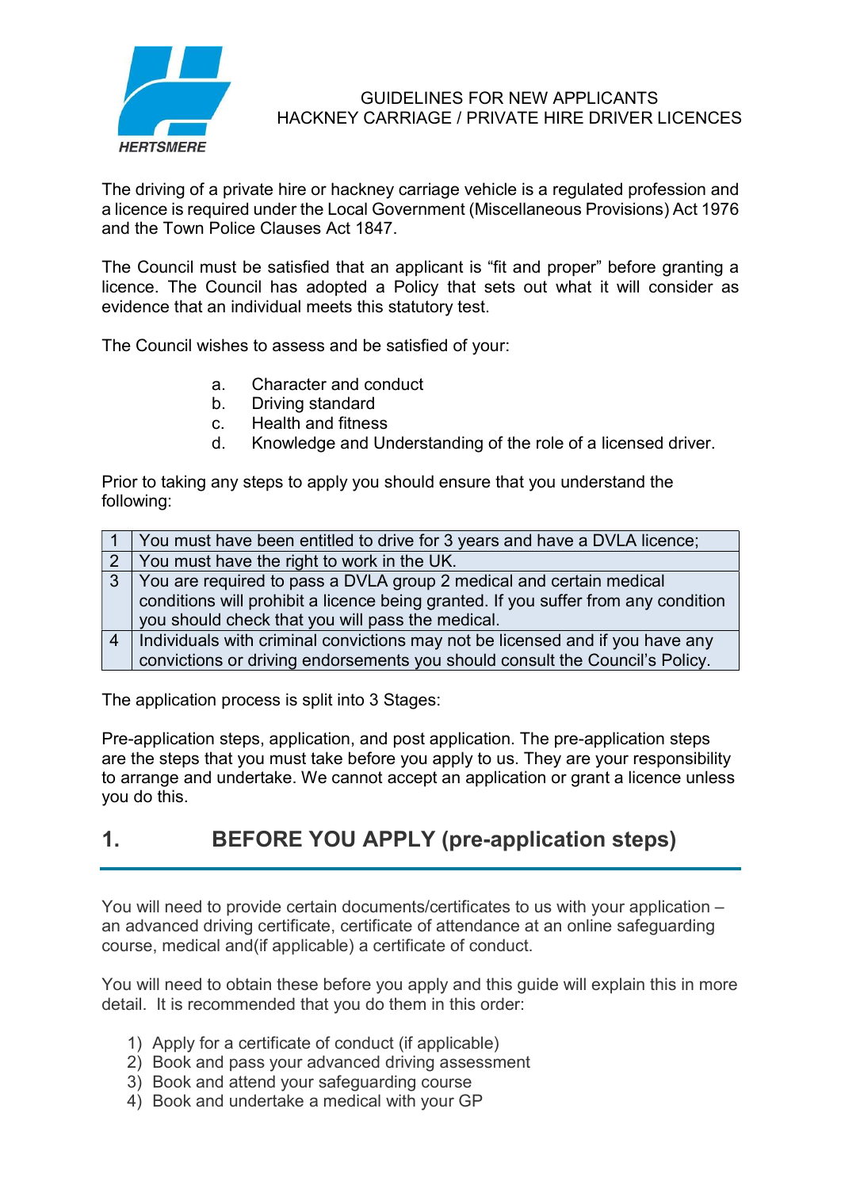HERTSMERE

# GUIDELINES FOR NEW APPLICANTS
# HACKNEY CARRIAGE / PRIVATE HIRE DRIVER LICENCES

The driving of a private hire or hackney carriage vehicle is a regulated profession and a licence is required under the Local Government (Miscellaneous Provisions) Act 1976 and the Town Police Clauses Act 1847.

The Council must be satisfied that an applicant is "fit and proper" before granting a licence. The Council has adopted a Policy that sets out what it will consider as evidence that an individual meets this statutory test.

The Council wishes to assess and be satisfied of your:

a. Character and conduct
b. Driving standard
c. Health and fitness
d. Knowledge and Understanding of the role of a licensed driver.

Prior to taking any steps to apply you should ensure that you understand the following:

| | |
|---|---|
| 1 | You must have been entitled to drive for 3 years and have a DVLA licence; |
| 2 | You must have the right to work in the UK. |
| 3 | You are required to pass a DVLA group 2 medical and certain medical conditions will prohibit a licence being granted. If you suffer from any condition you should check that you will pass the medical. |
| 4 | Individuals with criminal convictions may not be licensed and if you have any convictions or driving endorsements you should consult the Council's Policy. |

The application process is split into 3 Stages:

Pre-application steps, application, and post application. The pre-application steps are the steps that you must take before you apply to us. They are your responsibility to arrange and undertake. We cannot accept an application or grant a licence unless you do this.

## 1. BEFORE YOU APPLY (pre-application steps)

You will need to provide certain documents/certificates to us with your application – an advanced driving certificate, certificate of attendance at an online safeguarding course, medical and(if applicable) a certificate of conduct.

You will need to obtain these before you apply and this guide will explain this in more detail. It is recommended that you do them in this order:

1) Apply for a certificate of conduct (if applicable)
2) Book and pass your advanced driving assessment
3) Book and attend your safeguarding course
4) Book and undertake a medical with your GP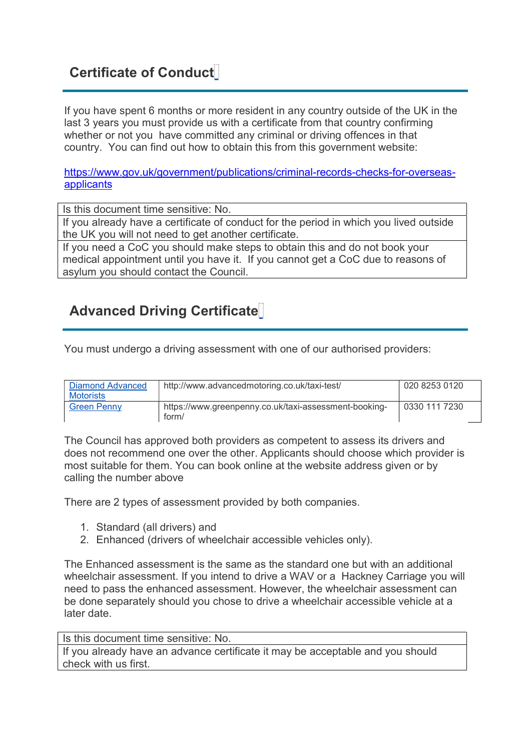## Certificate of Conduct

If you have spent 6 months or more resident in any country outside of the UK in the last 3 years you must provide us with a certificate from that country confirming whether or not you have committed any criminal or driving offences in that country. You can find out how to obtain this from this government website:

[https://www.gov.uk/government/publications/criminal-records-checks-for-overseas-applicants](https://www.gov.uk/government/publications/criminal-records-checks-for-overseas-applicants)

| Is this document time sensitive: No. |
|---|
| If you already have a certificate of conduct for the period in which you lived outside the UK you will not need to get another certificate. |
| If you need a CoC you should make steps to obtain this and do not book your medical appointment until you have it. If you cannot get a CoC due to reasons of asylum you should contact the Council. |

## Advanced Driving Certificate

You must undergo a driving assessment with one of our authorised providers:

| Provider | Website | Phone |
|---|---|---|
| Diamond Advanced Motorists | http://www.advancedmotoring.co.uk/taxi-test/ | 020 8253 0120 |
| Green Penny | https://www.greenpenny.co.uk/taxi-assessment-booking-form/ | 0330 111 7230 |

The Council has approved both providers as competent to assess its drivers and does not recommend one over the other. Applicants should choose which provider is most suitable for them. You can book online at the website address given or by calling the number above

There are 2 types of assessment provided by both companies.

1. Standard (all drivers) and
2. Enhanced (drivers of wheelchair accessible vehicles only).

The Enhanced assessment is the same as the standard one but with an additional wheelchair assessment. If you intend to drive a WAV or a Hackney Carriage you will need to pass the enhanced assessment. However, the wheelchair assessment can be done separately should you chose to drive a wheelchair accessible vehicle at a later date.

| Is this document time sensitive: No. |
|---|
| If you already have an advance certificate it may be acceptable and you should check with us first. |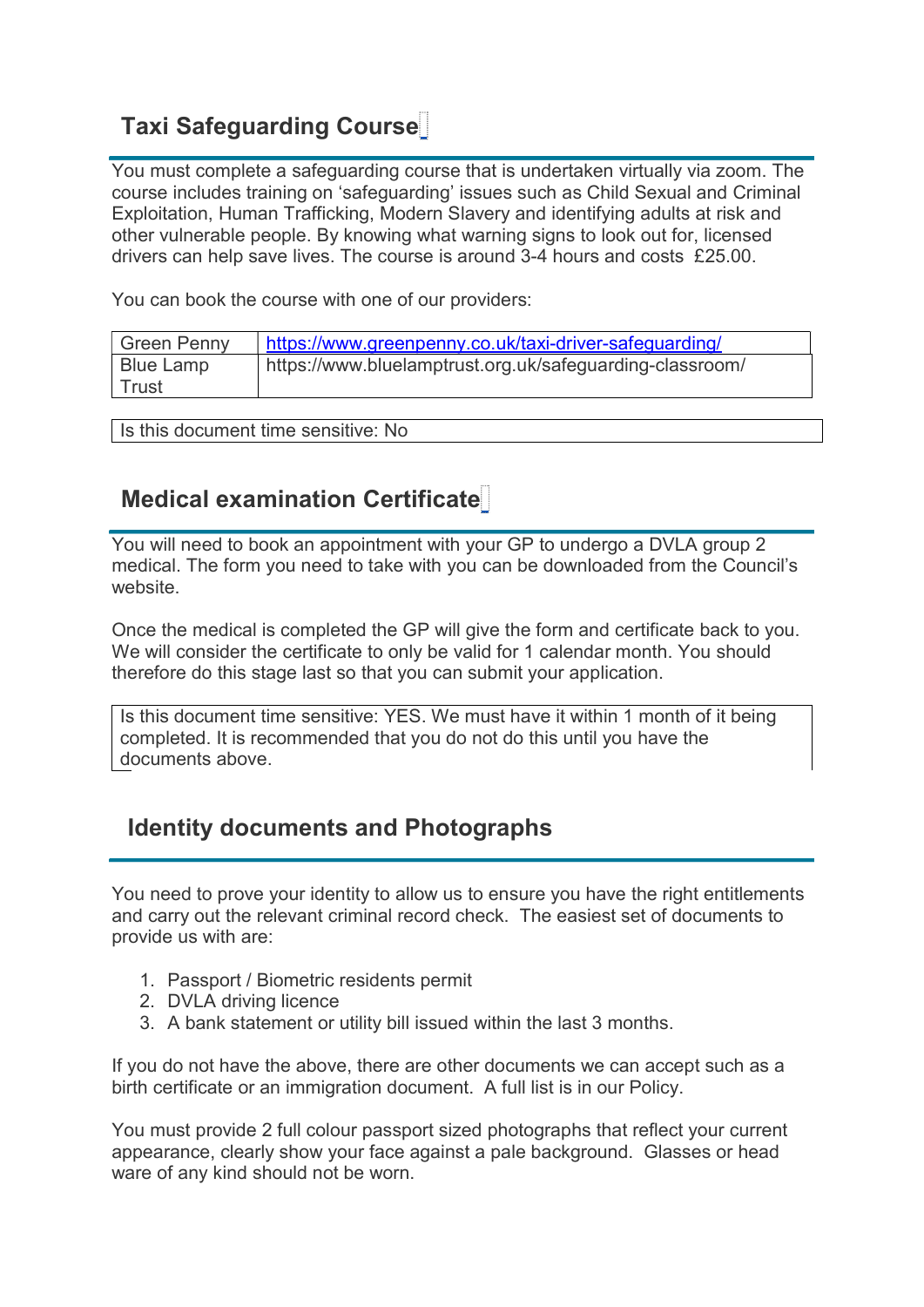## Taxi Safeguarding Course

You must complete a safeguarding course that is undertaken virtually via zoom. The course includes training on 'safeguarding' issues such as Child Sexual and Criminal Exploitation, Human Trafficking, Modern Slavery and identifying adults at risk and other vulnerable people. By knowing what warning signs to look out for, licensed drivers can help save lives. The course is around 3-4 hours and costs £25.00.

You can book the course with one of our providers:

| Green Penny | https://www.greenpenny.co.uk/taxi-driver-safeguarding/ |
|---|---|
| Blue Lamp Trust | https://www.bluelamptrust.org.uk/safeguarding-classroom/ |

| Is this document time sensitive: No |
|---|

## Medical examination Certificate

You will need to book an appointment with your GP to undergo a DVLA group 2 medical. The form you need to take with you can be downloaded from the Council's website.

Once the medical is completed the GP will give the form and certificate back to you. We will consider the certificate to only be valid for 1 calendar month. You should therefore do this stage last so that you can submit your application.

| Is this document time sensitive: YES. We must have it within 1 month of it being completed. It is recommended that you do not do this until you have the documents above. |
|---|

## Identity documents and Photographs

You need to prove your identity to allow us to ensure you have the right entitlements and carry out the relevant criminal record check. The easiest set of documents to provide us with are:

1. Passport / Biometric residents permit
2. DVLA driving licence
3. A bank statement or utility bill issued within the last 3 months.

If you do not have the above, there are other documents we can accept such as a birth certificate or an immigration document. A full list is in our Policy.

You must provide 2 full colour passport sized photographs that reflect your current appearance, clearly show your face against a pale background. Glasses or head ware of any kind should not be worn.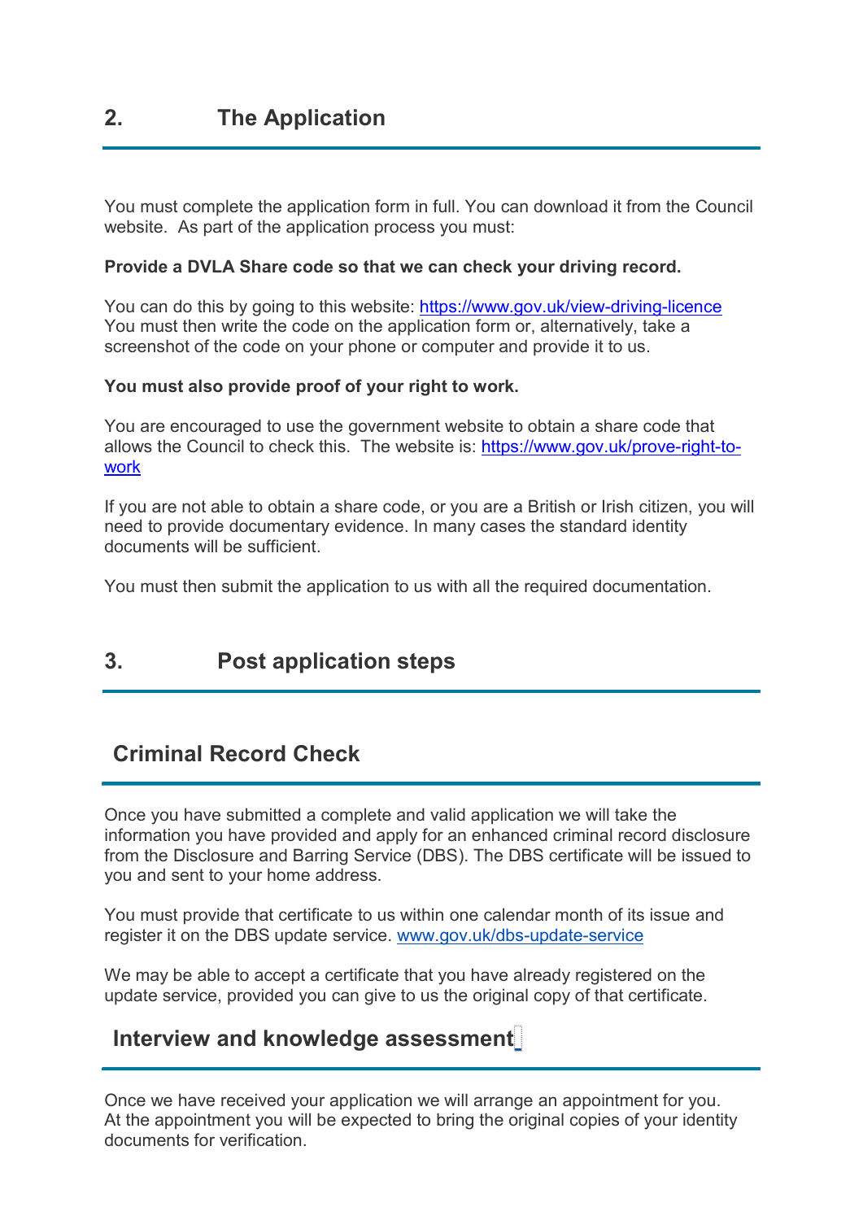## 2. The Application

You must complete the application form in full. You can download it from the Council website. As part of the application process you must:

**Provide a DVLA Share code so that we can check your driving record.**

You can do this by going to this website: https://www.gov.uk/view-driving-licence
You must then write the code on the application form or, alternatively, take a screenshot of the code on your phone or computer and provide it to us.

**You must also provide proof of your right to work.**

You are encouraged to use the government website to obtain a share code that allows the Council to check this. The website is: https://www.gov.uk/prove-right-to-work

If you are not able to obtain a share code, or you are a British or Irish citizen, you will need to provide documentary evidence. In many cases the standard identity documents will be sufficient.

You must then submit the application to us with all the required documentation.

## 3. Post application steps

### Criminal Record Check

Once you have submitted a complete and valid application we will take the information you have provided and apply for an enhanced criminal record disclosure from the Disclosure and Barring Service (DBS). The DBS certificate will be issued to you and sent to your home address.

You must provide that certificate to us within one calendar month of its issue and register it on the DBS update service. www.gov.uk/dbs-update-service

We may be able to accept a certificate that you have already registered on the update service, provided you can give to us the original copy of that certificate.

### Interview and knowledge assessment

Once we have received your application we will arrange an appointment for you. At the appointment you will be expected to bring the original copies of your identity documents for verification.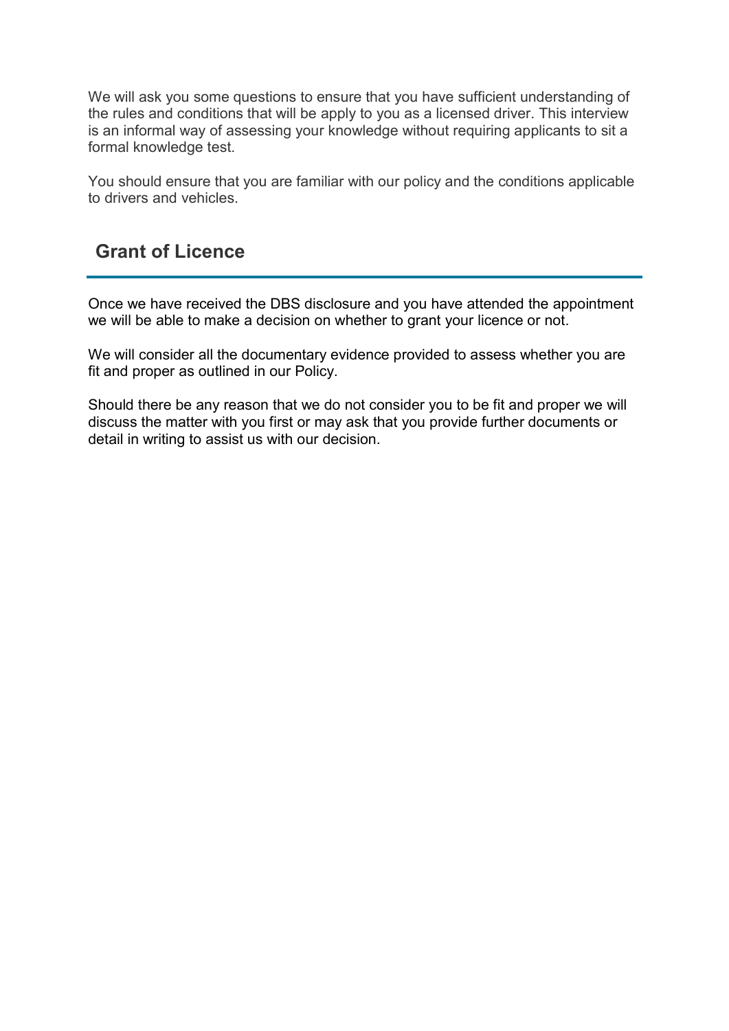We will ask you some questions to ensure that you have sufficient understanding of the rules and conditions that will be apply to you as a licensed driver. This interview is an informal way of assessing your knowledge without requiring applicants to sit a formal knowledge test.

You should ensure that you are familiar with our policy and the conditions applicable to drivers and vehicles.

## Grant of Licence

Once we have received the DBS disclosure and you have attended the appointment we will be able to make a decision on whether to grant your licence or not.

We will consider all the documentary evidence provided to assess whether you are fit and proper as outlined in our Policy.

Should there be any reason that we do not consider you to be fit and proper we will discuss the matter with you first or may ask that you provide further documents or detail in writing to assist us with our decision.